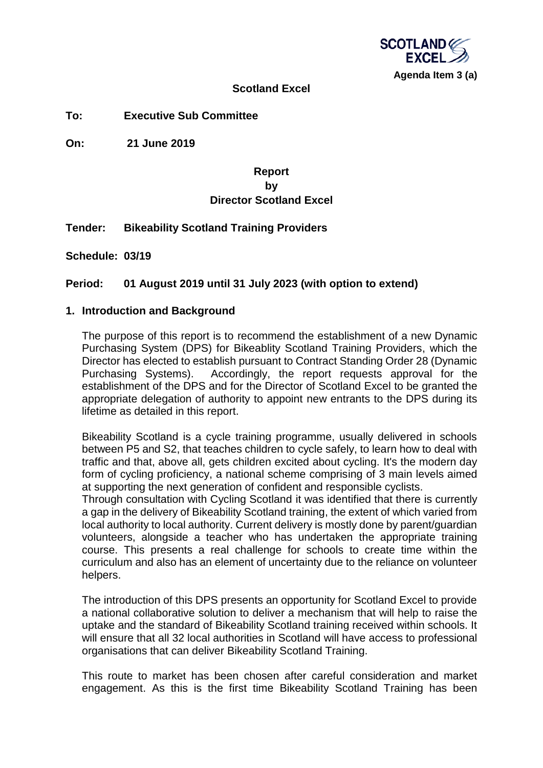Agenda Item 3 (a)

**Scotland Excel**

**To:** **Executive Sub Committee**

**On:** **21 June 2019**

**Report**
**by**
**Director Scotland Excel**

**Tender:** **Bikeability Scotland Training Providers**

**Schedule:** **03/19**

**Period:** **01 August 2019 until 31 July 2023 (with option to extend)**

## 1. Introduction and Background

The purpose of this report is to recommend the establishment of a new Dynamic Purchasing System (DPS) for Bikeablity Scotland Training Providers, which the Director has elected to establish pursuant to Contract Standing Order 28 (Dynamic Purchasing Systems). Accordingly, the report requests approval for the establishment of the DPS and for the Director of Scotland Excel to be granted the appropriate delegation of authority to appoint new entrants to the DPS during its lifetime as detailed in this report.

Bikeability Scotland is a cycle training programme, usually delivered in schools between P5 and S2, that teaches children to cycle safely, to learn how to deal with traffic and that, above all, gets children excited about cycling. It's the modern day form of cycling proficiency, a national scheme comprising of 3 main levels aimed at supporting the next generation of confident and responsible cyclists.
Through consultation with Cycling Scotland it was identified that there is currently a gap in the delivery of Bikeability Scotland training, the extent of which varied from local authority to local authority. Current delivery is mostly done by parent/guardian volunteers, alongside a teacher who has undertaken the appropriate training course. This presents a real challenge for schools to create time within the curriculum and also has an element of uncertainty due to the reliance on volunteer helpers.

The introduction of this DPS presents an opportunity for Scotland Excel to provide a national collaborative solution to deliver a mechanism that will help to raise the uptake and the standard of Bikeability Scotland training received within schools. It will ensure that all 32 local authorities in Scotland will have access to professional organisations that can deliver Bikeability Scotland Training.

This route to market has been chosen after careful consideration and market engagement. As this is the first time Bikeability Scotland Training has been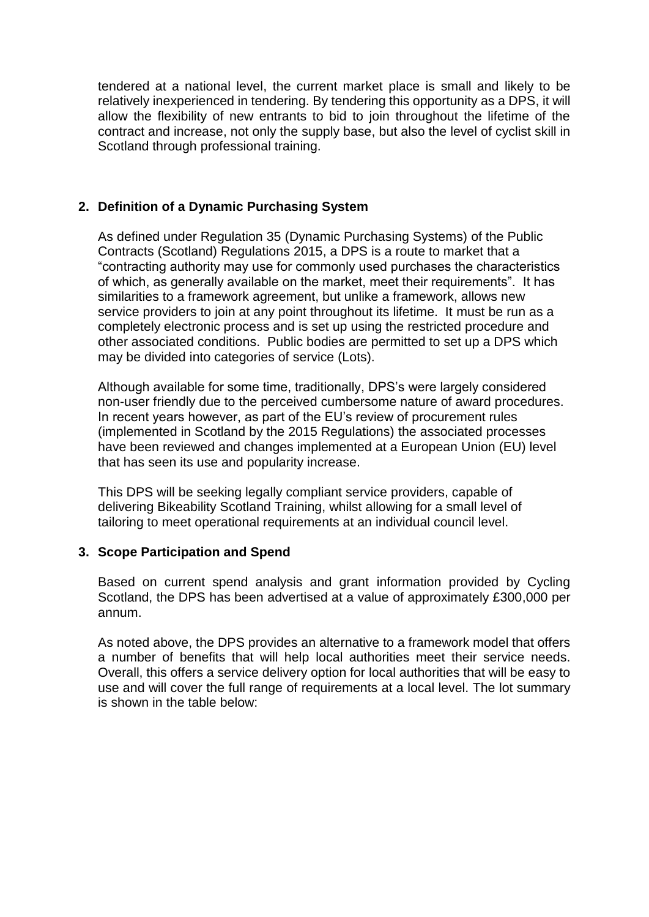tendered at a national level, the current market place is small and likely to be relatively inexperienced in tendering. By tendering this opportunity as a DPS, it will allow the flexibility of new entrants to bid to join throughout the lifetime of the contract and increase, not only the supply base, but also the level of cyclist skill in Scotland through professional training.

## 2. Definition of a Dynamic Purchasing System

As defined under Regulation 35 (Dynamic Purchasing Systems) of the Public Contracts (Scotland) Regulations 2015, a DPS is a route to market that a "contracting authority may use for commonly used purchases the characteristics of which, as generally available on the market, meet their requirements". It has similarities to a framework agreement, but unlike a framework, allows new service providers to join at any point throughout its lifetime. It must be run as a completely electronic process and is set up using the restricted procedure and other associated conditions. Public bodies are permitted to set up a DPS which may be divided into categories of service (Lots).

Although available for some time, traditionally, DPS's were largely considered non-user friendly due to the perceived cumbersome nature of award procedures. In recent years however, as part of the EU's review of procurement rules (implemented in Scotland by the 2015 Regulations) the associated processes have been reviewed and changes implemented at a European Union (EU) level that has seen its use and popularity increase.

This DPS will be seeking legally compliant service providers, capable of delivering Bikeability Scotland Training, whilst allowing for a small level of tailoring to meet operational requirements at an individual council level.

## 3. Scope Participation and Spend

Based on current spend analysis and grant information provided by Cycling Scotland, the DPS has been advertised at a value of approximately £300,000 per annum.

As noted above, the DPS provides an alternative to a framework model that offers a number of benefits that will help local authorities meet their service needs. Overall, this offers a service delivery option for local authorities that will be easy to use and will cover the full range of requirements at a local level. The lot summary is shown in the table below: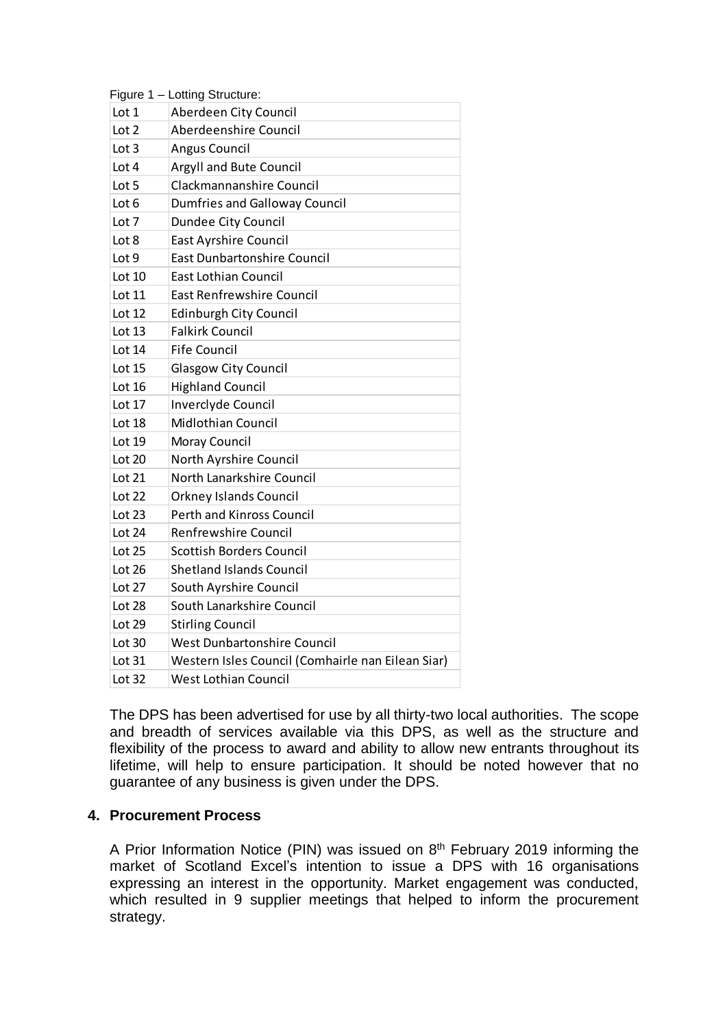Figure 1 – Lotting Structure:

| | |
|---|---|
| Lot 1 | Aberdeen City Council |
| Lot 2 | Aberdeenshire Council |
| Lot 3 | Angus Council |
| Lot 4 | Argyll and Bute Council |
| Lot 5 | Clackmannanshire Council |
| Lot 6 | Dumfries and Galloway Council |
| Lot 7 | Dundee City Council |
| Lot 8 | East Ayrshire Council |
| Lot 9 | East Dunbartonshire Council |
| Lot 10 | East Lothian Council |
| Lot 11 | East Renfrewshire Council |
| Lot 12 | Edinburgh City Council |
| Lot 13 | Falkirk Council |
| Lot 14 | Fife Council |
| Lot 15 | Glasgow City Council |
| Lot 16 | Highland Council |
| Lot 17 | Inverclyde Council |
| Lot 18 | Midlothian Council |
| Lot 19 | Moray Council |
| Lot 20 | North Ayrshire Council |
| Lot 21 | North Lanarkshire Council |
| Lot 22 | Orkney Islands Council |
| Lot 23 | Perth and Kinross Council |
| Lot 24 | Renfrewshire Council |
| Lot 25 | Scottish Borders Council |
| Lot 26 | Shetland Islands Council |
| Lot 27 | South Ayrshire Council |
| Lot 28 | South Lanarkshire Council |
| Lot 29 | Stirling Council |
| Lot 30 | West Dunbartonshire Council |
| Lot 31 | Western Isles Council (Comhairle nan Eilean Siar) |
| Lot 32 | West Lothian Council |

The DPS has been advertised for use by all thirty-two local authorities. The scope and breadth of services available via this DPS, as well as the structure and flexibility of the process to award and ability to allow new entrants throughout its lifetime, will help to ensure participation. It should be noted however that no guarantee of any business is given under the DPS.

## 4. Procurement Process

A Prior Information Notice (PIN) was issued on 8th February 2019 informing the market of Scotland Excel's intention to issue a DPS with 16 organisations expressing an interest in the opportunity. Market engagement was conducted, which resulted in 9 supplier meetings that helped to inform the procurement strategy.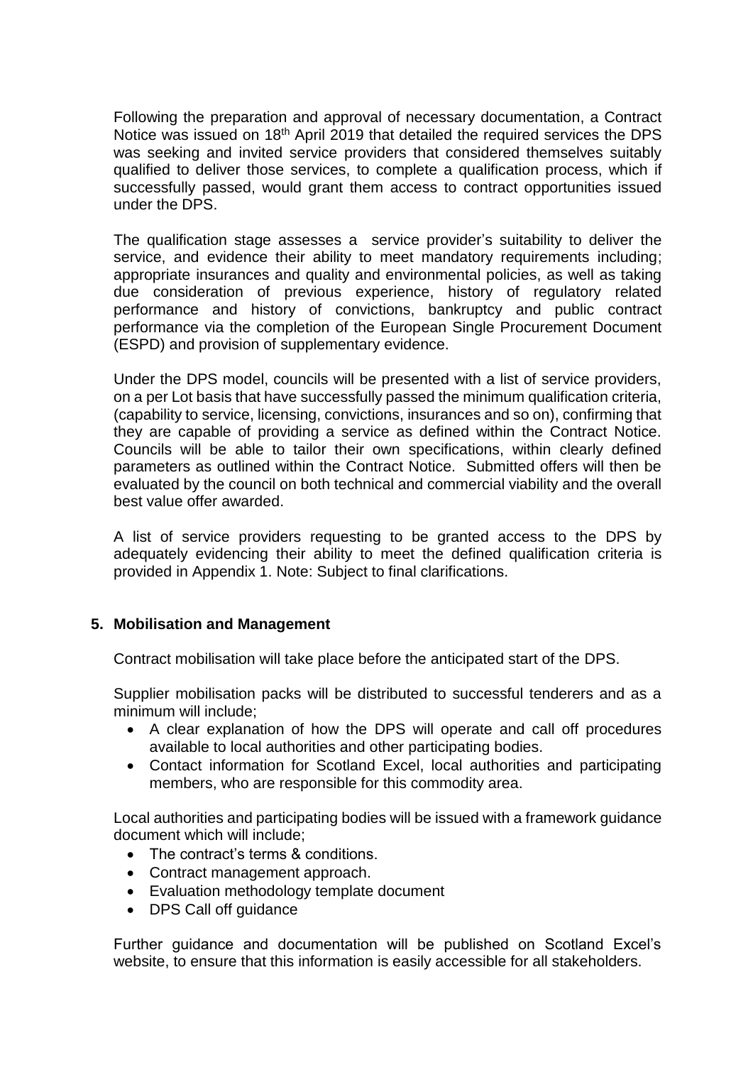Following the preparation and approval of necessary documentation, a Contract Notice was issued on 18th April 2019 that detailed the required services the DPS was seeking and invited service providers that considered themselves suitably qualified to deliver those services, to complete a qualification process, which if successfully passed, would grant them access to contract opportunities issued under the DPS.

The qualification stage assesses a service provider's suitability to deliver the service, and evidence their ability to meet mandatory requirements including; appropriate insurances and quality and environmental policies, as well as taking due consideration of previous experience, history of regulatory related performance and history of convictions, bankruptcy and public contract performance via the completion of the European Single Procurement Document (ESPD) and provision of supplementary evidence.

Under the DPS model, councils will be presented with a list of service providers, on a per Lot basis that have successfully passed the minimum qualification criteria, (capability to service, licensing, convictions, insurances and so on), confirming that they are capable of providing a service as defined within the Contract Notice. Councils will be able to tailor their own specifications, within clearly defined parameters as outlined within the Contract Notice. Submitted offers will then be evaluated by the council on both technical and commercial viability and the overall best value offer awarded.

A list of service providers requesting to be granted access to the DPS by adequately evidencing their ability to meet the defined qualification criteria is provided in Appendix 1. Note: Subject to final clarifications.

## 5. Mobilisation and Management

Contract mobilisation will take place before the anticipated start of the DPS.

Supplier mobilisation packs will be distributed to successful tenderers and as a minimum will include;

- A clear explanation of how the DPS will operate and call off procedures available to local authorities and other participating bodies.
- Contact information for Scotland Excel, local authorities and participating members, who are responsible for this commodity area.

Local authorities and participating bodies will be issued with a framework guidance document which will include;

- The contract's terms & conditions.
- Contract management approach.
- Evaluation methodology template document
- DPS Call off guidance

Further guidance and documentation will be published on Scotland Excel's website, to ensure that this information is easily accessible for all stakeholders.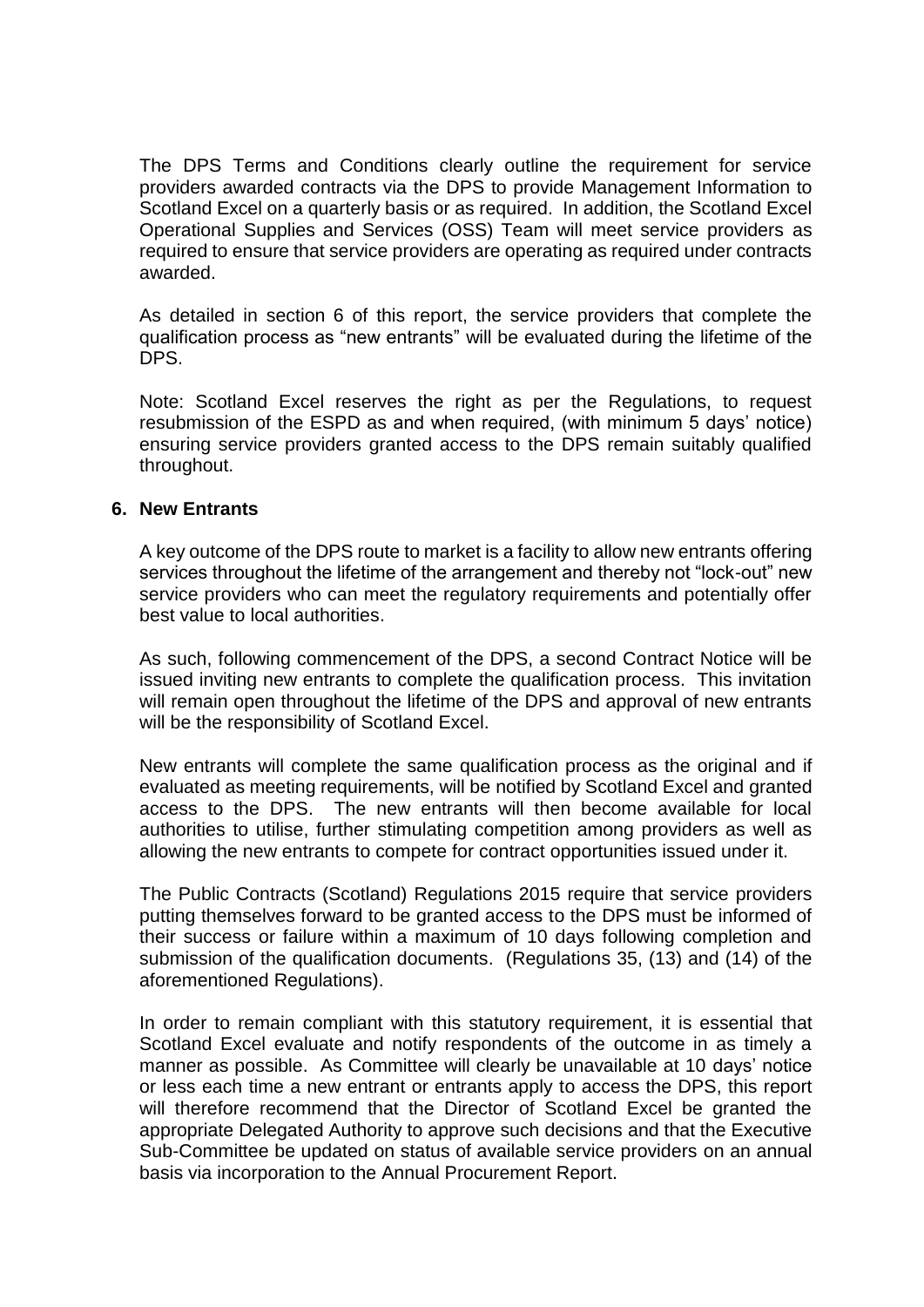The DPS Terms and Conditions clearly outline the requirement for service providers awarded contracts via the DPS to provide Management Information to Scotland Excel on a quarterly basis or as required. In addition, the Scotland Excel Operational Supplies and Services (OSS) Team will meet service providers as required to ensure that service providers are operating as required under contracts awarded.

As detailed in section 6 of this report, the service providers that complete the qualification process as "new entrants" will be evaluated during the lifetime of the DPS.

Note: Scotland Excel reserves the right as per the Regulations, to request resubmission of the ESPD as and when required, (with minimum 5 days' notice) ensuring service providers granted access to the DPS remain suitably qualified throughout.

## 6. New Entrants

A key outcome of the DPS route to market is a facility to allow new entrants offering services throughout the lifetime of the arrangement and thereby not "lock-out" new service providers who can meet the regulatory requirements and potentially offer best value to local authorities.

As such, following commencement of the DPS, a second Contract Notice will be issued inviting new entrants to complete the qualification process. This invitation will remain open throughout the lifetime of the DPS and approval of new entrants will be the responsibility of Scotland Excel.

New entrants will complete the same qualification process as the original and if evaluated as meeting requirements, will be notified by Scotland Excel and granted access to the DPS. The new entrants will then become available for local authorities to utilise, further stimulating competition among providers as well as allowing the new entrants to compete for contract opportunities issued under it.

The Public Contracts (Scotland) Regulations 2015 require that service providers putting themselves forward to be granted access to the DPS must be informed of their success or failure within a maximum of 10 days following completion and submission of the qualification documents. (Regulations 35, (13) and (14) of the aforementioned Regulations).

In order to remain compliant with this statutory requirement, it is essential that Scotland Excel evaluate and notify respondents of the outcome in as timely a manner as possible. As Committee will clearly be unavailable at 10 days' notice or less each time a new entrant or entrants apply to access the DPS, this report will therefore recommend that the Director of Scotland Excel be granted the appropriate Delegated Authority to approve such decisions and that the Executive Sub-Committee be updated on status of available service providers on an annual basis via incorporation to the Annual Procurement Report.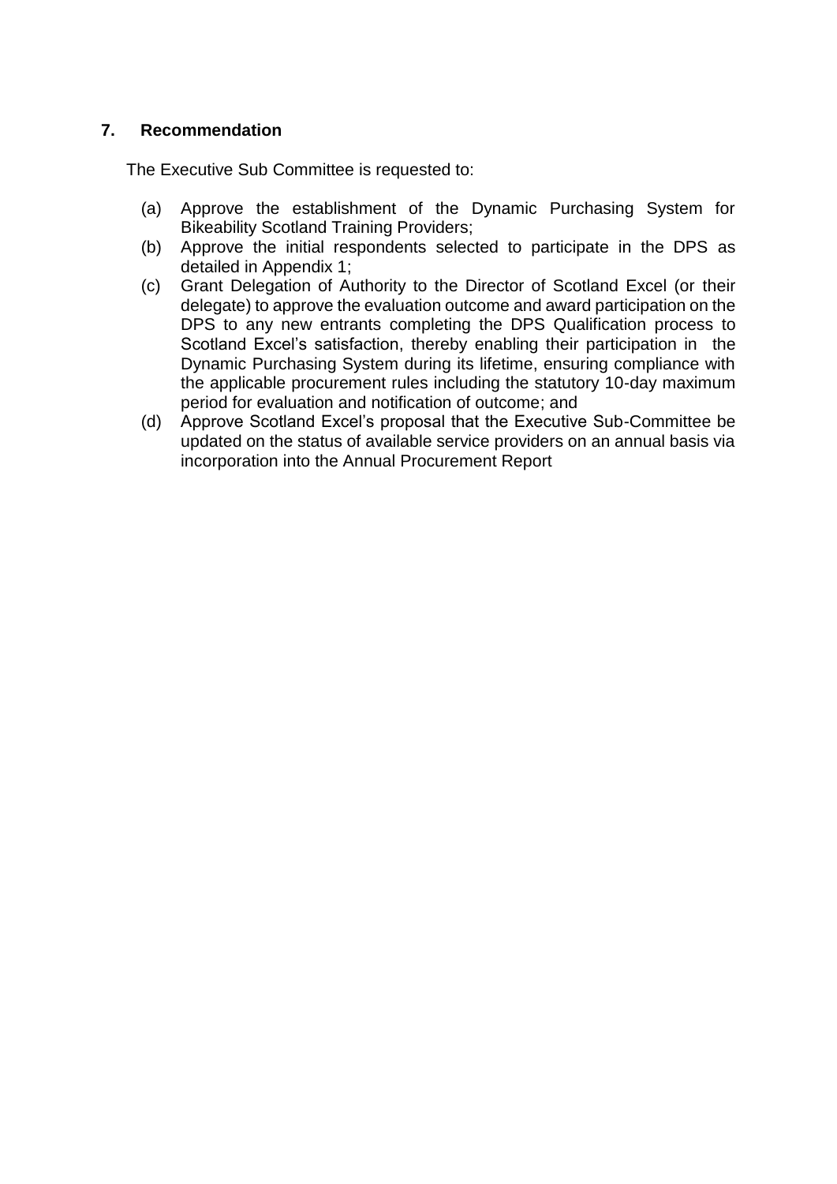## 7. Recommendation

The Executive Sub Committee is requested to:

(a) Approve the establishment of the Dynamic Purchasing System for Bikeability Scotland Training Providers;

(b) Approve the initial respondents selected to participate in the DPS as detailed in Appendix 1;

(c) Grant Delegation of Authority to the Director of Scotland Excel (or their delegate) to approve the evaluation outcome and award participation on the DPS to any new entrants completing the DPS Qualification process to Scotland Excel's satisfaction, thereby enabling their participation in the Dynamic Purchasing System during its lifetime, ensuring compliance with the applicable procurement rules including the statutory 10-day maximum period for evaluation and notification of outcome; and

(d) Approve Scotland Excel's proposal that the Executive Sub-Committee be updated on the status of available service providers on an annual basis via incorporation into the Annual Procurement Report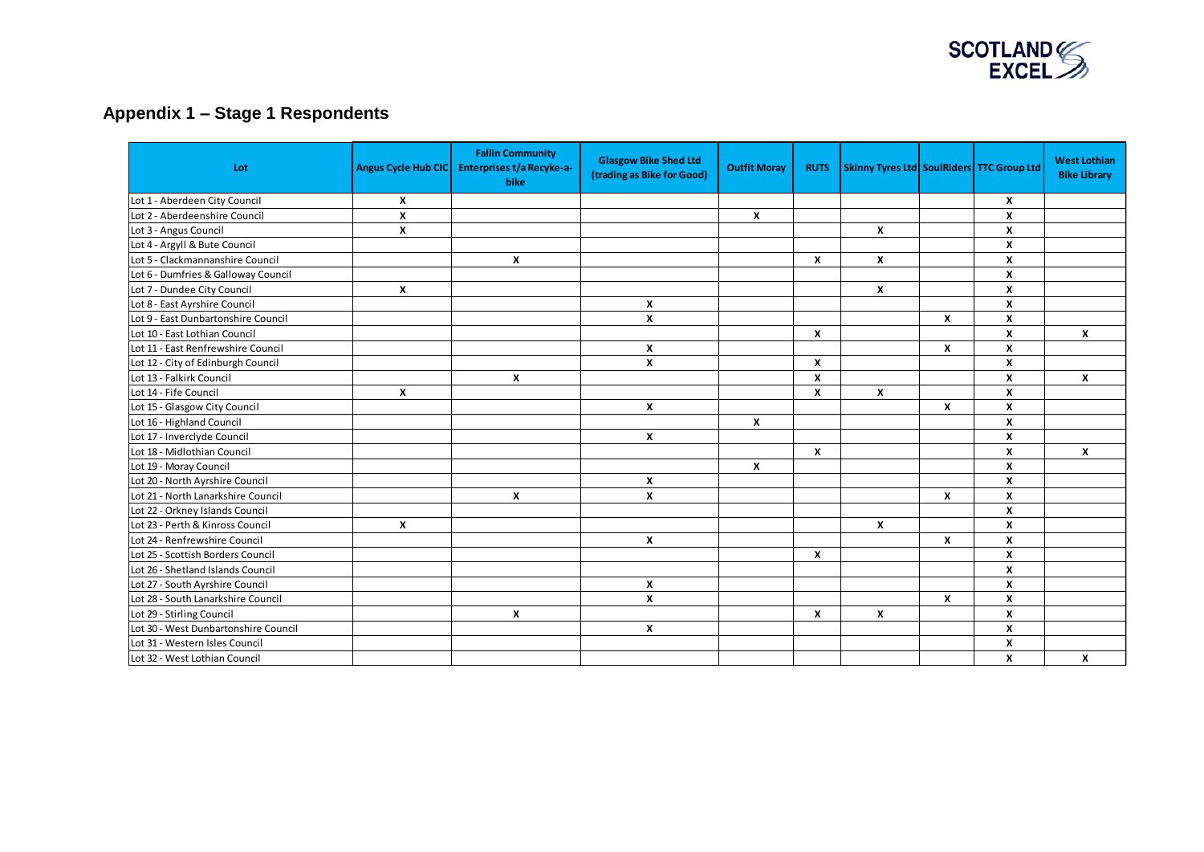## Appendix 1 – Stage 1 Respondents

| Lot | Angus Cycle Hub CIC | Fallin Community Enterprises t/a Recyke-a-bike | Glasgow Bike Shed Ltd (trading as Bike for Good) | Outfit Moray | RUTS | Skinny Tyres Ltd | SoulRiders | TTC Group Ltd | West Lothian Bike Library |
|---|---|---|---|---|---|---|---|---|---|
| Lot 1 - Aberdeen City Council | X | | | | | | | X | |
| Lot 2 - Aberdeenshire Council | X | | | X | | | | X | |
| Lot 3 - Angus Council | X | | | | | X | | X | |
| Lot 4 - Argyll & Bute Council | | | | | | | | X | |
| Lot 5 - Clackmannanshire Council | | X | | | X | X | | X | |
| Lot 6 - Dumfries & Galloway Council | | | | | | | | X | |
| Lot 7 - Dundee City Council | X | | | | | X | | X | |
| Lot 8 - East Ayrshire Council | | | X | | | | | X | |
| Lot 9 - East Dunbartonshire Council | | | X | | | | X | X | |
| Lot 10 - East Lothian Council | | | | | X | | | X | X |
| Lot 11 - East Renfrewshire Council | | | X | | | | X | X | |
| Lot 12 - City of Edinburgh Council | | | X | | X | | | X | |
| Lot 13 - Falkirk Council | | X | | | X | | | X | X |
| Lot 14 - Fife Council | X | | | | X | X | | X | |
| Lot 15 - Glasgow City Council | | | X | | | | X | X | |
| Lot 16 - Highland Council | | | | X | | | | X | |
| Lot 17 - Inverclyde Council | | | X | | | | | X | |
| Lot 18 - Midlothian Council | | | | | X | | | X | X |
| Lot 19 - Moray Council | | | | X | | | | X | |
| Lot 20 - North Ayrshire Council | | | X | | | | | X | |
| Lot 21 - North Lanarkshire Council | | X | X | | | | X | X | |
| Lot 22 - Orkney Islands Council | | | | | | | | X | |
| Lot 23 - Perth & Kinross Council | X | | | | | X | | X | |
| Lot 24 - Renfrewshire Council | | | X | | | | X | X | |
| Lot 25 - Scottish Borders Council | | | | | X | | | X | |
| Lot 26 - Shetland Islands Council | | | | | | | | X | |
| Lot 27 - South Ayrshire Council | | | X | | | | | X | |
| Lot 28 - South Lanarkshire Council | | | X | | | | X | X | |
| Lot 29 - Stirling Council | | X | | | X | X | | X | |
| Lot 30 - West Dunbartonshire Council | | | X | | | | | X | |
| Lot 31 - Western Isles Council | | | | | | | | X | |
| Lot 32 - West Lothian Council | | | | | | | | X | X |